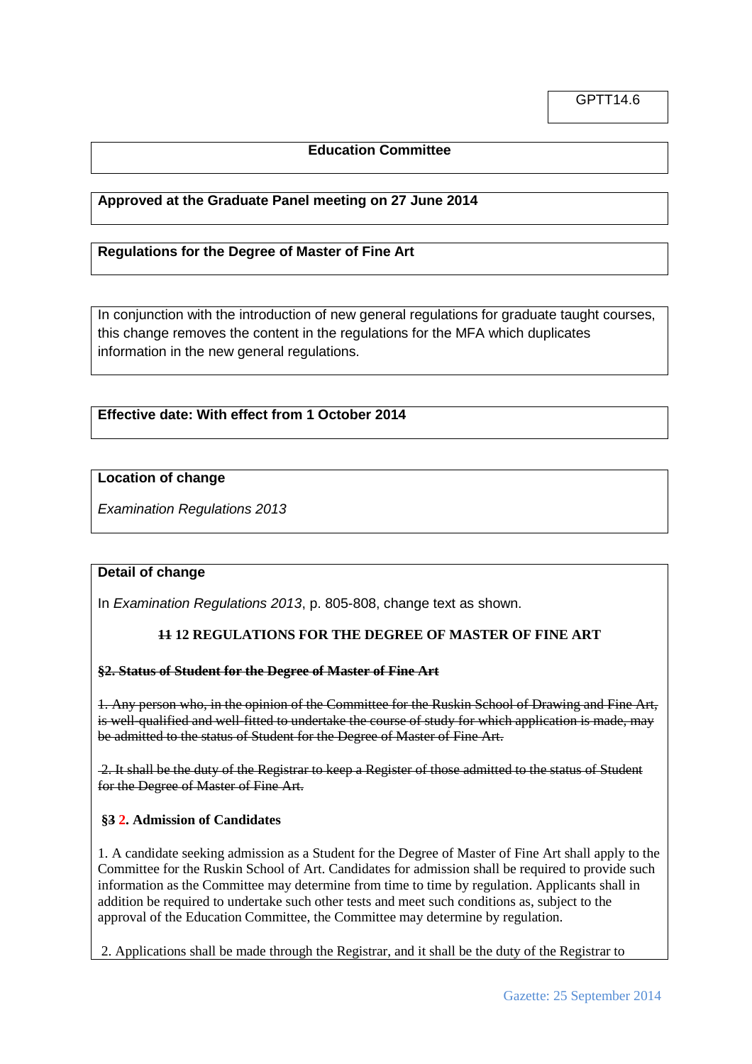GPTT14.6

**Education Committee**

**Approved at the Graduate Panel meeting on 27 June 2014**

**Regulations for the Degree of Master of Fine Art**

In conjunction with the introduction of new general regulations for graduate taught courses, this change removes the content in the regulations for the MFA which duplicates information in the new general regulations.

**Effective date: With effect from 1 October 2014**

**Location of change**

*Examination Regulations 2013*

**Detail of change**

In *Examination Regulations 2013*, p. 805-808, change text as shown.

**~~11~~ 12 REGULATIONS FOR THE DEGREE OF MASTER OF FINE ART**

~~**§2. Status of Student for the Degree of Master of Fine Art**~~

~~1. Any person who, in the opinion of the Committee for the Ruskin School of Drawing and Fine Art, is well-qualified and well-fitted to undertake the course of study for which application is made, may be admitted to the status of Student for the Degree of Master of Fine Art.~~

~~2. It shall be the duty of the Registrar to keep a Register of those admitted to the status of Student for the Degree of Master of Fine Art.~~

**§~~3~~ 2. Admission of Candidates**

1. A candidate seeking admission as a Student for the Degree of Master of Fine Art shall apply to the Committee for the Ruskin School of Art. Candidates for admission shall be required to provide such information as the Committee may determine from time to time by regulation. Applicants shall in addition be required to undertake such other tests and meet such conditions as, subject to the approval of the Education Committee, the Committee may determine by regulation.

2. Applications shall be made through the Registrar, and it shall be the duty of the Registrar to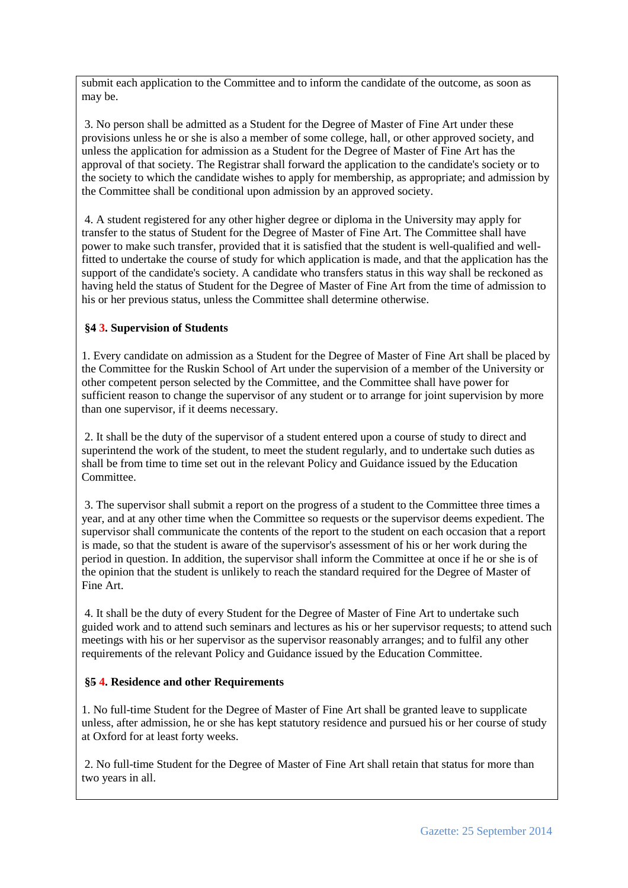submit each application to the Committee and to inform the candidate of the outcome, as soon as may be.

3. No person shall be admitted as a Student for the Degree of Master of Fine Art under these provisions unless he or she is also a member of some college, hall, or other approved society, and unless the application for admission as a Student for the Degree of Master of Fine Art has the approval of that society. The Registrar shall forward the application to the candidate's society or to the society to which the candidate wishes to apply for membership, as appropriate; and admission by the Committee shall be conditional upon admission by an approved society.

4. A student registered for any other higher degree or diploma in the University may apply for transfer to the status of Student for the Degree of Master of Fine Art. The Committee shall have power to make such transfer, provided that it is satisfied that the student is well-qualified and well-fitted to undertake the course of study for which application is made, and that the application has the support of the candidate's society. A candidate who transfers status in this way shall be reckoned as having held the status of Student for the Degree of Master of Fine Art from the time of admission to his or her previous status, unless the Committee shall determine otherwise.

**§4 3. Supervision of Students**

1. Every candidate on admission as a Student for the Degree of Master of Fine Art shall be placed by the Committee for the Ruskin School of Art under the supervision of a member of the University or other competent person selected by the Committee, and the Committee shall have power for sufficient reason to change the supervisor of any student or to arrange for joint supervision by more than one supervisor, if it deems necessary.

2. It shall be the duty of the supervisor of a student entered upon a course of study to direct and superintend the work of the student, to meet the student regularly, and to undertake such duties as shall be from time to time set out in the relevant Policy and Guidance issued by the Education Committee.

3. The supervisor shall submit a report on the progress of a student to the Committee three times a year, and at any other time when the Committee so requests or the supervisor deems expedient. The supervisor shall communicate the contents of the report to the student on each occasion that a report is made, so that the student is aware of the supervisor's assessment of his or her work during the period in question. In addition, the supervisor shall inform the Committee at once if he or she is of the opinion that the student is unlikely to reach the standard required for the Degree of Master of Fine Art.

4. It shall be the duty of every Student for the Degree of Master of Fine Art to undertake such guided work and to attend such seminars and lectures as his or her supervisor requests; to attend such meetings with his or her supervisor as the supervisor reasonably arranges; and to fulfil any other requirements of the relevant Policy and Guidance issued by the Education Committee.

**§~~5~~ 4. Residence and other Requirements**

1. No full-time Student for the Degree of Master of Fine Art shall be granted leave to supplicate unless, after admission, he or she has kept statutory residence and pursued his or her course of study at Oxford for at least forty weeks.

2. No full-time Student for the Degree of Master of Fine Art shall retain that status for more than two years in all.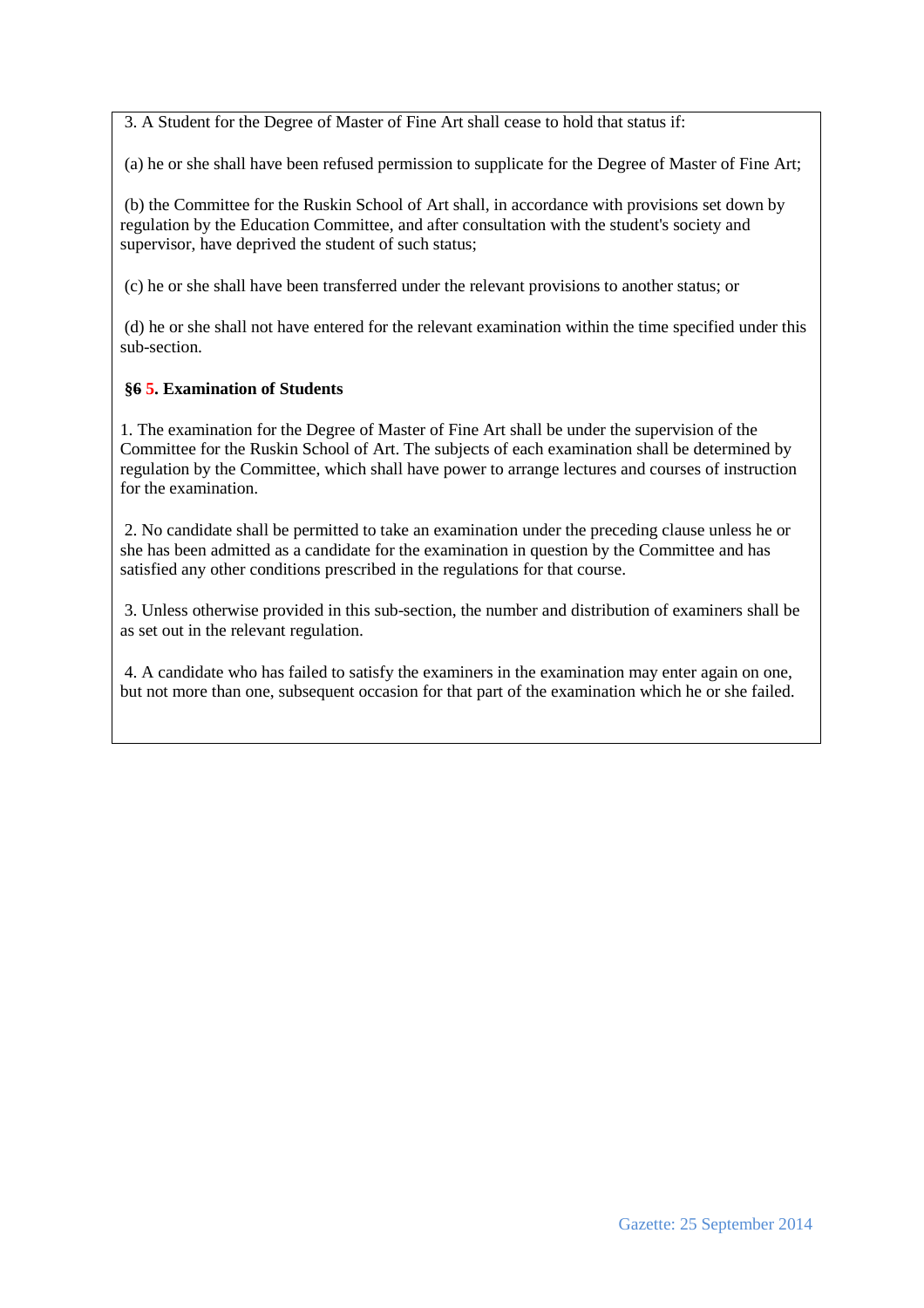3. A Student for the Degree of Master of Fine Art shall cease to hold that status if:

(a) he or she shall have been refused permission to supplicate for the Degree of Master of Fine Art;

(b) the Committee for the Ruskin School of Art shall, in accordance with provisions set down by regulation by the Education Committee, and after consultation with the student's society and supervisor, have deprived the student of such status;

(c) he or she shall have been transferred under the relevant provisions to another status; or

(d) he or she shall not have entered for the relevant examination within the time specified under this sub-section.

**§6 5. Examination of Students**

1. The examination for the Degree of Master of Fine Art shall be under the supervision of the Committee for the Ruskin School of Art. The subjects of each examination shall be determined by regulation by the Committee, which shall have power to arrange lectures and courses of instruction for the examination.

2. No candidate shall be permitted to take an examination under the preceding clause unless he or she has been admitted as a candidate for the examination in question by the Committee and has satisfied any other conditions prescribed in the regulations for that course.

3. Unless otherwise provided in this sub-section, the number and distribution of examiners shall be as set out in the relevant regulation.

4. A candidate who has failed to satisfy the examiners in the examination may enter again on one, but not more than one, subsequent occasion for that part of the examination which he or she failed.